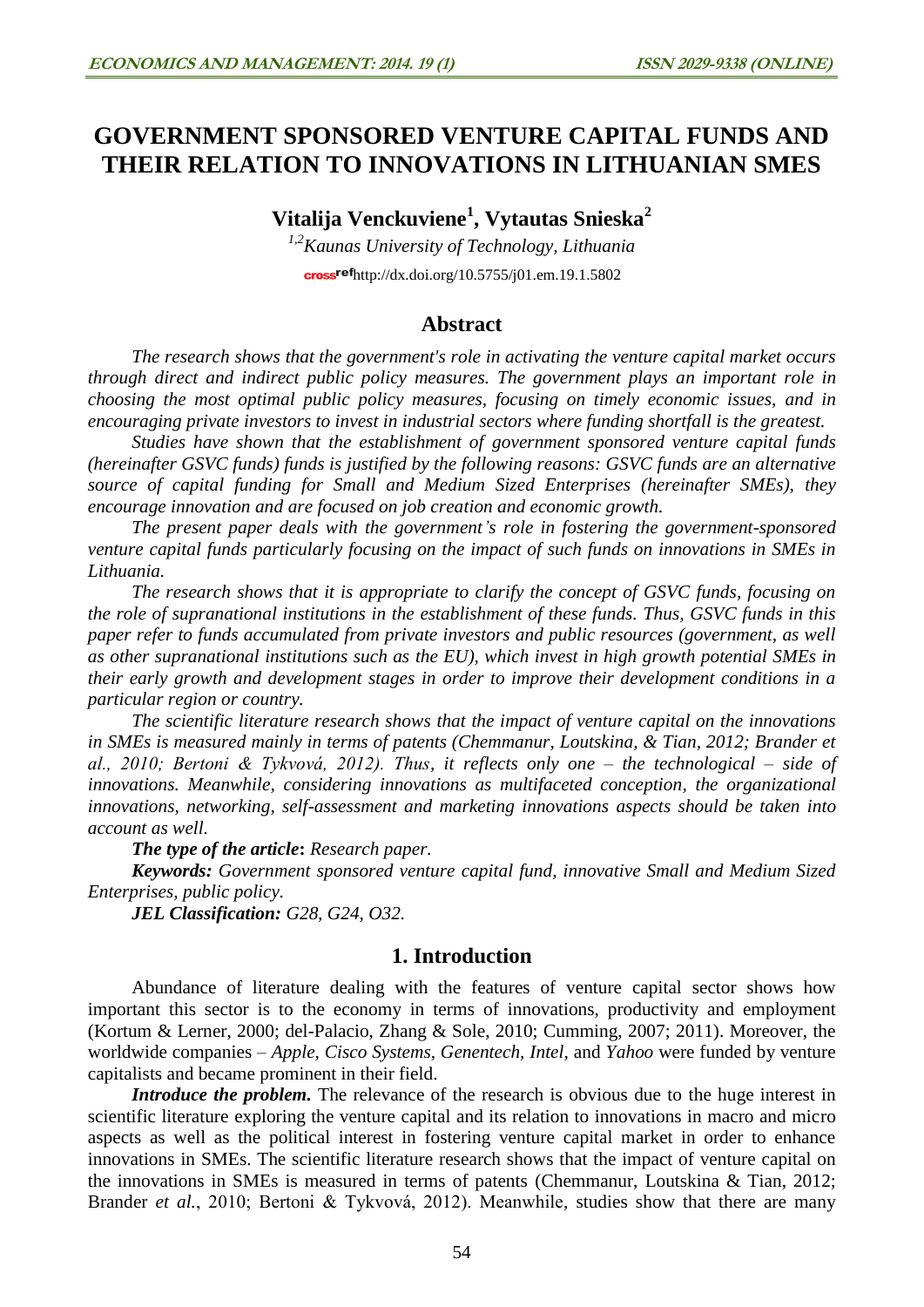# GOVERNMENT SPONSORED VENTURE CAPITAL FUNDS AND THEIR RELATION TO INNOVATIONS IN LITHUANIAN SMES

**Vitalija Venckuviene[1], Vytautas Snieska[2]**

*[1,2]Kaunas University of Technology, Lithuania*

crossref http://dx.doi.org/10.5755/j01.em.19.1.5802

## Abstract

*The research shows that the government's role in activating the venture capital market occurs through direct and indirect public policy measures. The government plays an important role in choosing the most optimal public policy measures, focusing on timely economic issues, and in encouraging private investors to invest in industrial sectors where funding shortfall is the greatest.*

*Studies have shown that the establishment of government sponsored venture capital funds (hereinafter GSVC funds) funds is justified by the following reasons: GSVC funds are an alternative source of capital funding for Small and Medium Sized Enterprises (hereinafter SMEs), they encourage innovation and are focused on job creation and economic growth.*

*The present paper deals with the government's role in fostering the government-sponsored venture capital funds particularly focusing on the impact of such funds on innovations in SMEs in Lithuania.*

*The research shows that it is appropriate to clarify the concept of GSVC funds, focusing on the role of supranational institutions in the establishment of these funds. Thus, GSVC funds in this paper refer to funds accumulated from private investors and public resources (government, as well as other supranational institutions such as the EU), which invest in high growth potential SMEs in their early growth and development stages in order to improve their development conditions in a particular region or country.*

*The scientific literature research shows that the impact of venture capital on the innovations in SMEs is measured mainly in terms of patents (Chemmanur, Loutskina, & Tian, 2012; Brander et al., 2010; Bertoni & Tykvová, 2012). Thus, it reflects only one – the technological – side of innovations. Meanwhile, considering innovations as multifaceted conception, the organizational innovations, networking, self-assessment and marketing innovations aspects should be taken into account as well.*

***The type of the article*:** *Research paper.*

***Keywords:*** *Government sponsored venture capital fund, innovative Small and Medium Sized Enterprises, public policy.*

***JEL Classification:*** *G28, G24, O32.*

## 1. Introduction

Abundance of literature dealing with the features of venture capital sector shows how important this sector is to the economy in terms of innovations, productivity and employment (Kortum & Lerner, 2000; del-Palacio, Zhang & Sole, 2010; Cumming, 2007; 2011). Moreover, the worldwide companies – *Apple*, *Cisco Systems*, *Genentech*, *Intel*, and *Yahoo* were funded by venture capitalists and became prominent in their field.

***Introduce the problem.*** The relevance of the research is obvious due to the huge interest in scientific literature exploring the venture capital and its relation to innovations in macro and micro aspects as well as the political interest in fostering venture capital market in order to enhance innovations in SMEs. The scientific literature research shows that the impact of venture capital on the innovations in SMEs is measured in terms of patents (Chemmanur, Loutskina & Tian, 2012; Brander *et al.*, 2010; Bertoni & Tykvová, 2012). Meanwhile, studies show that there are many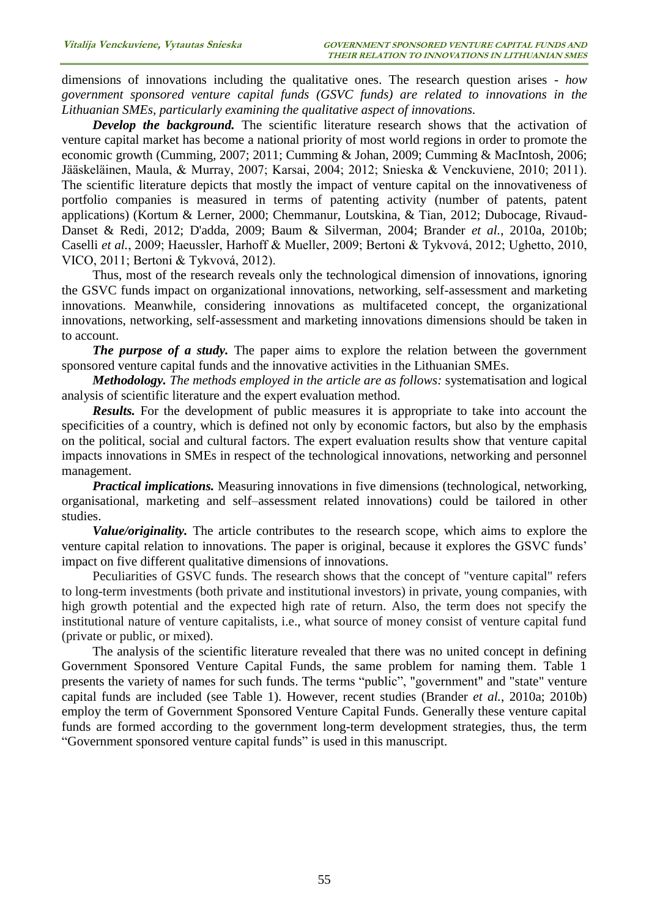dimensions of innovations including the qualitative ones. The research question arises - *how government sponsored venture capital funds (GSVC funds) are related to innovations in the Lithuanian SMEs, particularly examining the qualitative aspect of innovations.*

***Develop the background.*** The scientific literature research shows that the activation of venture capital market has become a national priority of most world regions in order to promote the economic growth (Cumming, 2007; 2011; Cumming & Johan, 2009; Cumming & MacIntosh, 2006; Jääskeläinen, Maula, & Murray, 2007; Karsai, 2004; 2012; Snieska & Venckuviene, 2010; 2011). The scientific literature depicts that mostly the impact of venture capital on the innovativeness of portfolio companies is measured in terms of patenting activity (number of patents, patent applications) (Kortum & Lerner, 2000; Chemmanur, Loutskina, & Tian, 2012; Dubocage, Rivaud-Danset & Redi, 2012; D'adda, 2009; Baum & Silverman, 2004; Brander *et al.*, 2010a, 2010b; Caselli *et al.*, 2009; Haeussler, Harhoff & Mueller, 2009; Bertoni & Tykvová, 2012; Ughetto, 2010, VICO, 2011; Bertoni & Tykvová, 2012).

Thus, most of the research reveals only the technological dimension of innovations, ignoring the GSVC funds impact on organizational innovations, networking, self-assessment and marketing innovations. Meanwhile, considering innovations as multifaceted concept, the organizational innovations, networking, self-assessment and marketing innovations dimensions should be taken in to account.

***The purpose of a study.*** The paper aims to explore the relation between the government sponsored venture capital funds and the innovative activities in the Lithuanian SMEs.

***Methodology.*** *The methods employed in the article are as follows:* systematisation and logical analysis of scientific literature and the expert evaluation method.

***Results.*** For the development of public measures it is appropriate to take into account the specificities of a country, which is defined not only by economic factors, but also by the emphasis on the political, social and cultural factors. The expert evaluation results show that venture capital impacts innovations in SMEs in respect of the technological innovations, networking and personnel management.

***Practical implications.*** Measuring innovations in five dimensions (technological, networking, organisational, marketing and self–assessment related innovations) could be tailored in other studies.

***Value/originality.*** The article contributes to the research scope, which aims to explore the venture capital relation to innovations. The paper is original, because it explores the GSVC funds' impact on five different qualitative dimensions of innovations.

Peculiarities of GSVC funds. The research shows that the concept of "venture capital" refers to long-term investments (both private and institutional investors) in private, young companies, with high growth potential and the expected high rate of return. Also, the term does not specify the institutional nature of venture capitalists, i.e., what source of money consist of venture capital fund (private or public, or mixed).

The analysis of the scientific literature revealed that there was no united concept in defining Government Sponsored Venture Capital Funds, the same problem for naming them. Table 1 presents the variety of names for such funds. The terms "public", "government" and "state" venture capital funds are included (see Table 1). However, recent studies (Brander *et al.*, 2010a; 2010b) employ the term of Government Sponsored Venture Capital Funds. Generally these venture capital funds are formed according to the government long-term development strategies, thus, the term "Government sponsored venture capital funds" is used in this manuscript.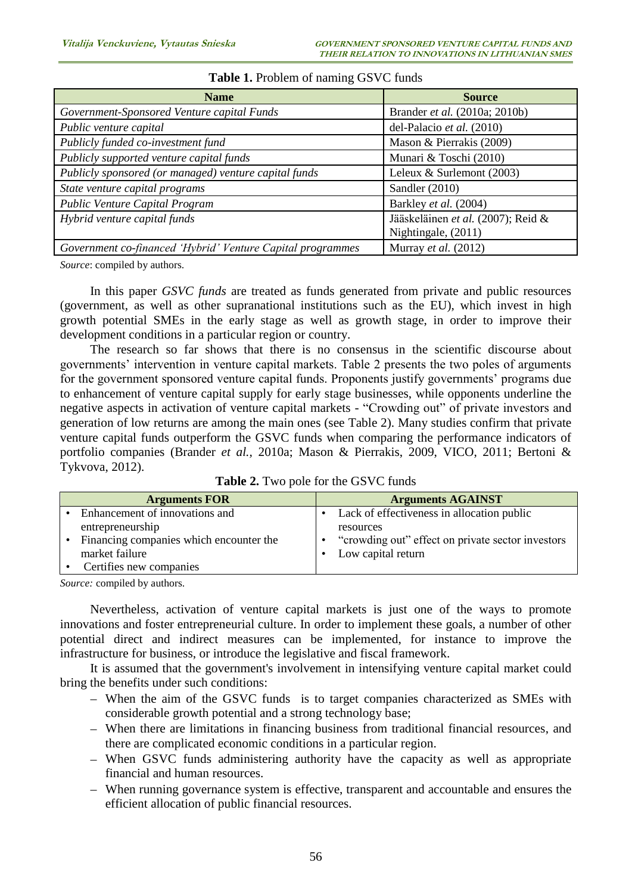**Table 1.** Problem of naming GSVC funds

| Name | Source |
|---|---|
| *Government-Sponsored Venture capital Funds* | Brander *et al.* (2010a; 2010b) |
| *Public venture capital* | del-Palacio *et al.* (2010) |
| *Publicly funded co-investment fund* | Mason & Pierrakis (2009) |
| *Publicly supported venture capital funds* | Munari & Toschi (2010) |
| *Publicly sponsored (or managed) venture capital funds* | Leleux & Surlemont (2003) |
| *State venture capital programs* | Sandler (2010) |
| *Public Venture Capital Program* | Barkley *et al.* (2004) |
| *Hybrid venture capital funds* | Jääskeläinen *et al.* (2007); Reid & Nightingale, (2011) |
| *Government co-financed 'Hybrid' Venture Capital programmes* | Murray *et al.* (2012) |

*Source*: compiled by authors.

In this paper *GSVC funds* are treated as funds generated from private and public resources (government, as well as other supranational institutions such as the EU), which invest in high growth potential SMEs in the early stage as well as growth stage, in order to improve their development conditions in a particular region or country.

The research so far shows that there is no consensus in the scientific discourse about governments' intervention in venture capital markets. Table 2 presents the two poles of arguments for the government sponsored venture capital funds. Proponents justify governments' programs due to enhancement of venture capital supply for early stage businesses, while opponents underline the negative aspects in activation of venture capital markets - "Crowding out" of private investors and generation of low returns are among the main ones (see Table 2). Many studies confirm that private venture capital funds outperform the GSVC funds when comparing the performance indicators of portfolio companies (Brander *et al.*, 2010a; Mason & Pierrakis, 2009, VICO, 2011; Bertoni & Tykvova, 2012).

**Table 2.** Two pole for the GSVC funds

| Arguments FOR | Arguments AGAINST |
|---|---|
| • Enhancement of innovations and entrepreneurship<br>• Financing companies which encounter the market failure<br>• Certifies new companies | • Lack of effectiveness in allocation public resources<br>• "crowding out" effect on private sector investors<br>• Low capital return |

*Source:* compiled by authors.

Nevertheless, activation of venture capital markets is just one of the ways to promote innovations and foster entrepreneurial culture. In order to implement these goals, a number of other potential direct and indirect measures can be implemented, for instance to improve the infrastructure for business, or introduce the legislative and fiscal framework.

It is assumed that the government's involvement in intensifying venture capital market could bring the benefits under such conditions:

– When the aim of the GSVC funds is to target companies characterized as SMEs with considerable growth potential and a strong technology base;
– When there are limitations in financing business from traditional financial resources, and there are complicated economic conditions in a particular region.
– When GSVC funds administering authority have the capacity as well as appropriate financial and human resources.
– When running governance system is effective, transparent and accountable and ensures the efficient allocation of public financial resources.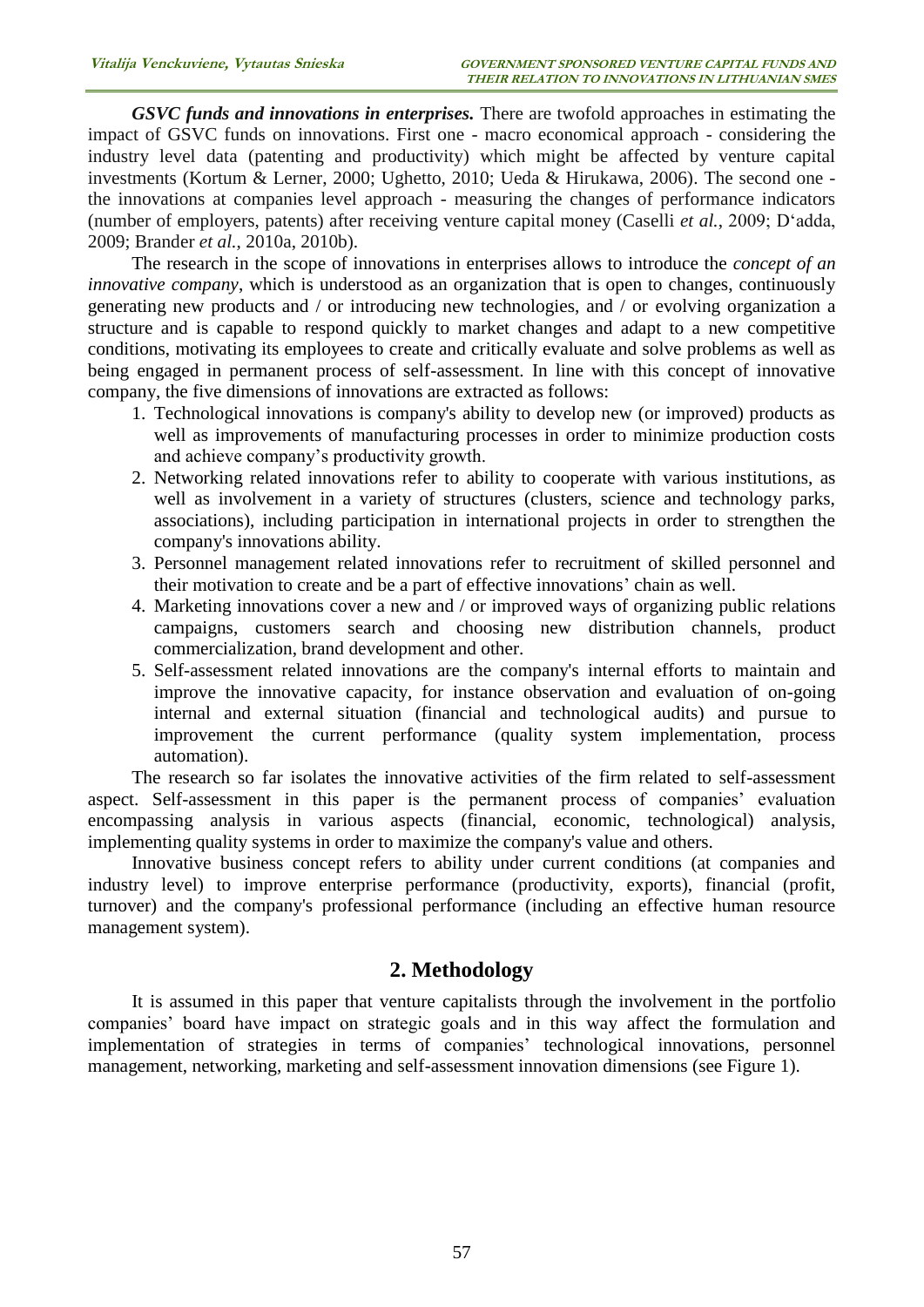***GSVC funds and innovations in enterprises.*** There are twofold approaches in estimating the impact of GSVC funds on innovations. First one - macro economical approach - considering the industry level data (patenting and productivity) which might be affected by venture capital investments (Kortum & Lerner, 2000; Ughetto, 2010; Ueda & Hirukawa, 2006). The second one - the innovations at companies level approach - measuring the changes of performance indicators (number of employers, patents) after receiving venture capital money (Caselli *et al.*, 2009; D'adda, 2009; Brander *et al.*, 2010a, 2010b).

The research in the scope of innovations in enterprises allows to introduce the *concept of an innovative company*, which is understood as an organization that is open to changes, continuously generating new products and / or introducing new technologies, and / or evolving organization a structure and is capable to respond quickly to market changes and adapt to a new competitive conditions, motivating its employees to create and critically evaluate and solve problems as well as being engaged in permanent process of self-assessment. In line with this concept of innovative company, the five dimensions of innovations are extracted as follows:

1. Technological innovations is company's ability to develop new (or improved) products as well as improvements of manufacturing processes in order to minimize production costs and achieve company's productivity growth.
2. Networking related innovations refer to ability to cooperate with various institutions, as well as involvement in a variety of structures (clusters, science and technology parks, associations), including participation in international projects in order to strengthen the company's innovations ability.
3. Personnel management related innovations refer to recruitment of skilled personnel and their motivation to create and be a part of effective innovations' chain as well.
4. Marketing innovations cover a new and / or improved ways of organizing public relations campaigns, customers search and choosing new distribution channels, product commercialization, brand development and other.
5. Self-assessment related innovations are the company's internal efforts to maintain and improve the innovative capacity, for instance observation and evaluation of on-going internal and external situation (financial and technological audits) and pursue to improvement the current performance (quality system implementation, process automation).

The research so far isolates the innovative activities of the firm related to self-assessment aspect. Self-assessment in this paper is the permanent process of companies' evaluation encompassing analysis in various aspects (financial, economic, technological) analysis, implementing quality systems in order to maximize the company's value and others.

Innovative business concept refers to ability under current conditions (at companies and industry level) to improve enterprise performance (productivity, exports), financial (profit, turnover) and the company's professional performance (including an effective human resource management system).

## 2. Methodology

It is assumed in this paper that venture capitalists through the involvement in the portfolio companies' board have impact on strategic goals and in this way affect the formulation and implementation of strategies in terms of companies' technological innovations, personnel management, networking, marketing and self-assessment innovation dimensions (see Figure 1).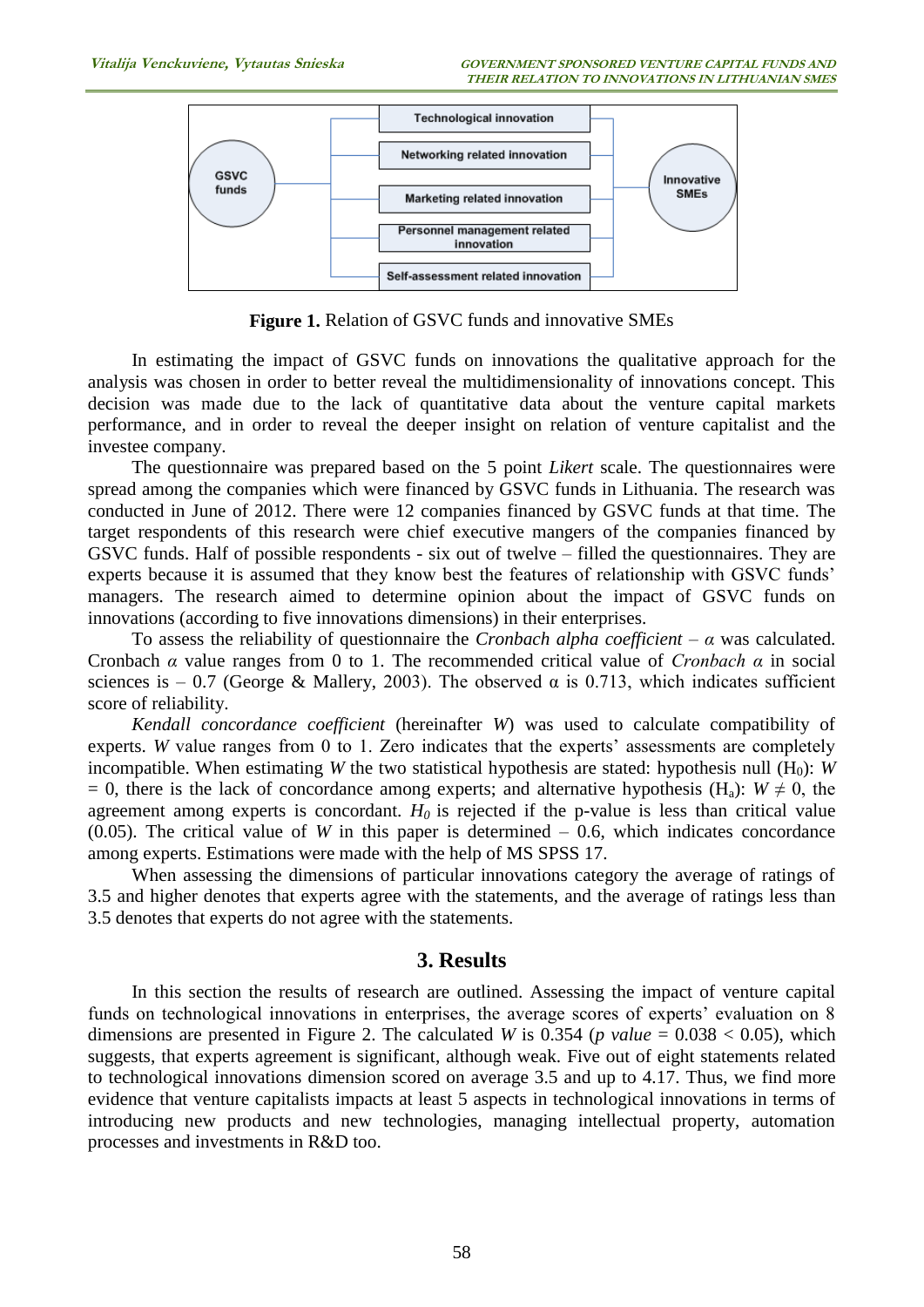**Figure 1.** Relation of GSVC funds and innovative SMEs

In estimating the impact of GSVC funds on innovations the qualitative approach for the analysis was chosen in order to better reveal the multidimensionality of innovations concept. This decision was made due to the lack of quantitative data about the venture capital markets performance, and in order to reveal the deeper insight on relation of venture capitalist and the investee company.

The questionnaire was prepared based on the 5 point *Likert* scale. The questionnaires were spread among the companies which were financed by GSVC funds in Lithuania. The research was conducted in June of 2012. There were 12 companies financed by GSVC funds at that time. The target respondents of this research were chief executive mangers of the companies financed by GSVC funds. Half of possible respondents - six out of twelve – filled the questionnaires. They are experts because it is assumed that they know best the features of relationship with GSVC funds' managers. The research aimed to determine opinion about the impact of GSVC funds on innovations (according to five innovations dimensions) in their enterprises.

To assess the reliability of questionnaire the *Cronbach alpha coefficient* – $\alpha$ was calculated. Cronbach $\alpha$ value ranges from 0 to 1. The recommended critical value of *Cronbach* $\alpha$ in social sciences is – 0.7 (George & Mallery, 2003). The observed $\alpha$ is 0.713, which indicates sufficient score of reliability.

*Kendall concordance coefficient* (hereinafter $W$) was used to calculate compatibility of experts. $W$ value ranges from 0 to 1. Zero indicates that the experts' assessments are completely incompatible. When estimating $W$ the two statistical hypothesis are stated: hypothesis null ($H_0$): $W = 0$, there is the lack of concordance among experts; and alternative hypothesis ($H_a$): $W \neq 0$, the agreement among experts is concordant. $H_0$ is rejected if the p-value is less than critical value (0.05). The critical value of $W$ in this paper is determined – 0.6, which indicates concordance among experts. Estimations were made with the help of MS SPSS 17.

When assessing the dimensions of particular innovations category the average of ratings of 3.5 and higher denotes that experts agree with the statements, and the average of ratings less than 3.5 denotes that experts do not agree with the statements.

## 3. Results

In this section the results of research are outlined. Assessing the impact of venture capital funds on technological innovations in enterprises, the average scores of experts' evaluation on 8 dimensions are presented in Figure 2. The calculated $W$ is 0.354 (*p value* = 0.038 < 0.05), which suggests, that experts agreement is significant, although weak. Five out of eight statements related to technological innovations dimension scored on average 3.5 and up to 4.17. Thus, we find more evidence that venture capitalists impacts at least 5 aspects in technological innovations in terms of introducing new products and new technologies, managing intellectual property, automation processes and investments in R&D too.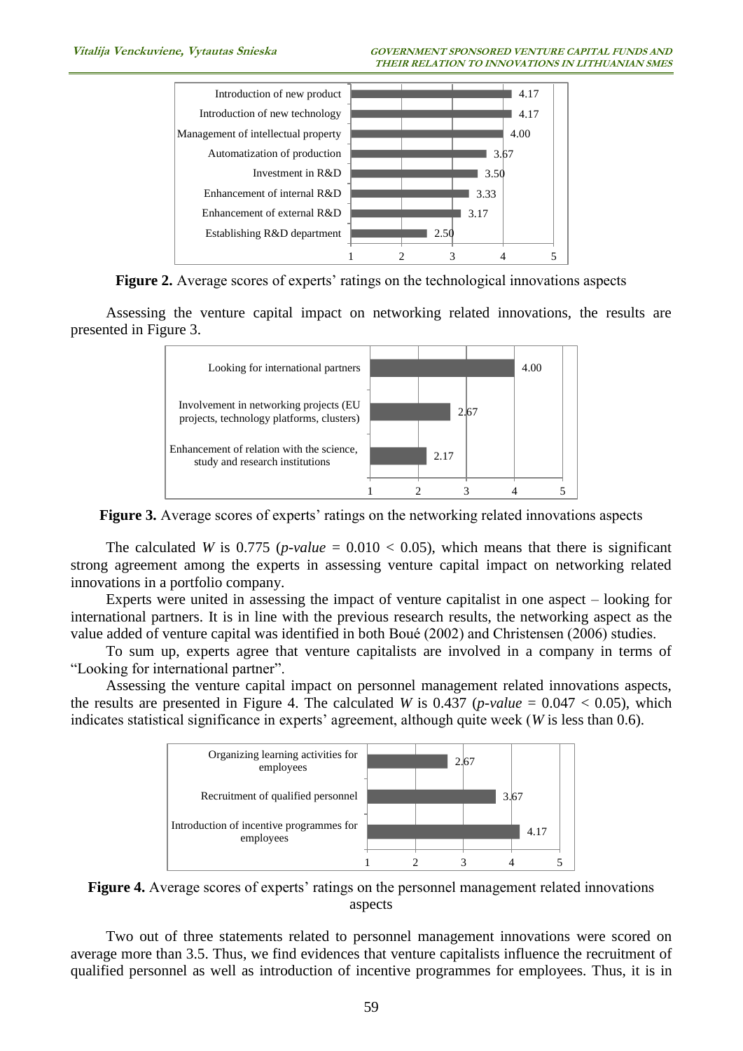| Aspect | Score |
| --- | --- |
| Introduction of new product | 4.17 |
| Introduction of new technology | 4.17 |
| Management of intellectual property | 4.00 |
| Automatization of production | 3.67 |
| Investment in R&D | 3.50 |
| Enhancement of internal R&D | 3.33 |
| Enhancement of external R&D | 3.17 |
| Establishing R&D department | 2.50 |

**Figure 2.** Average scores of experts' ratings on the technological innovations aspects

Assessing the venture capital impact on networking related innovations, the results are presented in Figure 3.

| Aspect | Score |
| --- | --- |
| Looking for international partners | 4.00 |
| Involvement in networking projects (EU projects, technology platforms, clusters) | 2.67 |
| Enhancement of relation with the science, study and research institutions | 2.17 |

**Figure 3.** Average scores of experts' ratings on the networking related innovations aspects

The calculated $W$ is 0.775 ($p\text{-}value = 0.010 < 0.05$), which means that there is significant strong agreement among the experts in assessing venture capital impact on networking related innovations in a portfolio company.

Experts were united in assessing the impact of venture capitalist in one aspect – looking for international partners. It is in line with the previous research results, the networking aspect as the value added of venture capital was identified in both Boué (2002) and Christensen (2006) studies.

To sum up, experts agree that venture capitalists are involved in a company in terms of "Looking for international partner".

Assessing the venture capital impact on personnel management related innovations aspects, the results are presented in Figure 4. The calculated $W$ is 0.437 ($p\text{-}value = 0.047 < 0.05$), which indicates statistical significance in experts' agreement, although quite week ($W$ is less than 0.6).

| Aspect | Score |
| --- | --- |
| Organizing learning activities for employees | 2.67 |
| Recruitment of qualified personnel | 3.67 |
| Introduction of incentive programmes for employees | 4.17 |

**Figure 4.** Average scores of experts' ratings on the personnel management related innovations aspects

Two out of three statements related to personnel management innovations were scored on average more than 3.5. Thus, we find evidences that venture capitalists influence the recruitment of qualified personnel as well as introduction of incentive programmes for employees. Thus, it is in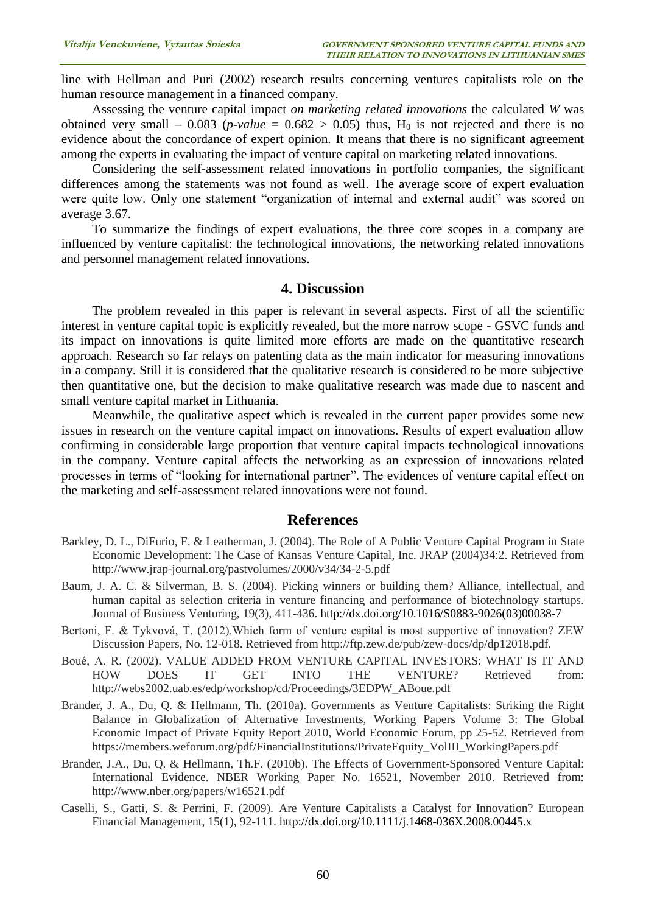line with Hellman and Puri (2002) research results concerning ventures capitalists role on the human resource management in a financed company.

Assessing the venture capital impact *on marketing related innovations* the calculated *W* was obtained very small – 0.083 (*p-value* = 0.682 > 0.05) thus, $H_0$ is not rejected and there is no evidence about the concordance of expert opinion. It means that there is no significant agreement among the experts in evaluating the impact of venture capital on marketing related innovations.

Considering the self-assessment related innovations in portfolio companies, the significant differences among the statements was not found as well. The average score of expert evaluation were quite low. Only one statement "organization of internal and external audit" was scored on average 3.67.

To summarize the findings of expert evaluations, the three core scopes in a company are influenced by venture capitalist: the technological innovations, the networking related innovations and personnel management related innovations.

## 4. Discussion

The problem revealed in this paper is relevant in several aspects. First of all the scientific interest in venture capital topic is explicitly revealed, but the more narrow scope - GSVC funds and its impact on innovations is quite limited more efforts are made on the quantitative research approach. Research so far relays on patenting data as the main indicator for measuring innovations in a company. Still it is considered that the qualitative research is considered to be more subjective then quantitative one, but the decision to make qualitative research was made due to nascent and small venture capital market in Lithuania.

Meanwhile, the qualitative aspect which is revealed in the current paper provides some new issues in research on the venture capital impact on innovations. Results of expert evaluation allow confirming in considerable large proportion that venture capital impacts technological innovations in the company. Venture capital affects the networking as an expression of innovations related processes in terms of "looking for international partner". The evidences of venture capital effect on the marketing and self-assessment related innovations were not found.

## References

Barkley, D. L., DiFurio, F. & Leatherman, J. (2004). The Role of A Public Venture Capital Program in State Economic Development: The Case of Kansas Venture Capital, Inc. JRAP (2004)34:2. Retrieved from http://www.jrap-journal.org/pastvolumes/2000/v34/34-2-5.pdf

Baum, J. A. C. & Silverman, B. S. (2004). Picking winners or building them? Alliance, intellectual, and human capital as selection criteria in venture financing and performance of biotechnology startups. Journal of Business Venturing, 19(3), 411-436. http://dx.doi.org/10.1016/S0883-9026(03)00038-7

Bertoni, F. & Tykvová, T. (2012).Which form of venture capital is most supportive of innovation? ZEW Discussion Papers, No. 12-018. Retrieved from http://ftp.zew.de/pub/zew-docs/dp/dp12018.pdf.

Boué, A. R. (2002). VALUE ADDED FROM VENTURE CAPITAL INVESTORS: WHAT IS IT AND HOW DOES IT GET INTO THE VENTURE? Retrieved from: http://webs2002.uab.es/edp/workshop/cd/Proceedings/3EDPW_ABoue.pdf

Brander, J. A., Du, Q. & Hellmann, Th. (2010a). Governments as Venture Capitalists: Striking the Right Balance in Globalization of Alternative Investments, Working Papers Volume 3: The Global Economic Impact of Private Equity Report 2010, World Economic Forum, pp 25-52. Retrieved from https://members.weforum.org/pdf/FinancialInstitutions/PrivateEquity_VolIII_WorkingPapers.pdf

Brander, J.A., Du, Q. & Hellmann, Th.F. (2010b). The Effects of Government-Sponsored Venture Capital: International Evidence. NBER Working Paper No. 16521, November 2010. Retrieved from: http://www.nber.org/papers/w16521.pdf

Caselli, S., Gatti, S. & Perrini, F. (2009). Are Venture Capitalists a Catalyst for Innovation? European Financial Management, 15(1), 92-111. http://dx.doi.org/10.1111/j.1468-036X.2008.00445.x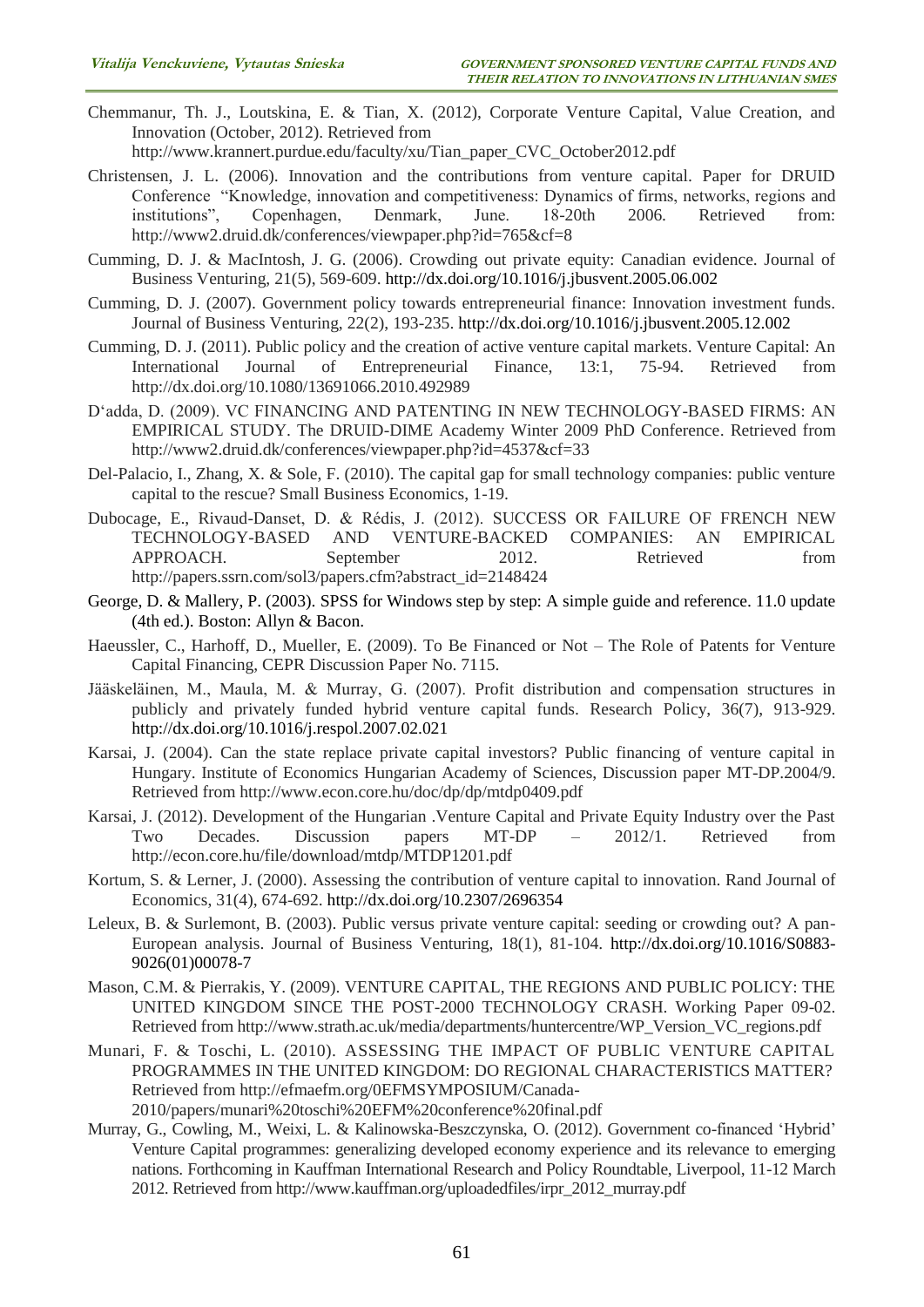Chemmanur, Th. J., Loutskina, E. & Tian, X. (2012), Corporate Venture Capital, Value Creation, and Innovation (October, 2012). Retrieved from http://www.krannert.purdue.edu/faculty/xu/Tian_paper_CVC_October2012.pdf

Christensen, J. L. (2006). Innovation and the contributions from venture capital. Paper for DRUID Conference "Knowledge, innovation and competitiveness: Dynamics of firms, networks, regions and institutions", Copenhagen, Denmark, June. 18-20th 2006. Retrieved from: http://www2.druid.dk/conferences/viewpaper.php?id=765&cf=8

Cumming, D. J. & MacIntosh, J. G. (2006). Crowding out private equity: Canadian evidence. Journal of Business Venturing, 21(5), 569-609. http://dx.doi.org/10.1016/j.jbusvent.2005.06.002

Cumming, D. J. (2007). Government policy towards entrepreneurial finance: Innovation investment funds. Journal of Business Venturing, 22(2), 193-235. http://dx.doi.org/10.1016/j.jbusvent.2005.12.002

Cumming, D. J. (2011). Public policy and the creation of active venture capital markets. Venture Capital: An International Journal of Entrepreneurial Finance, 13:1, 75-94. Retrieved from http://dx.doi.org/10.1080/13691066.2010.492989

D'adda, D. (2009). VC FINANCING AND PATENTING IN NEW TECHNOLOGY-BASED FIRMS: AN EMPIRICAL STUDY. The DRUID-DIME Academy Winter 2009 PhD Conference. Retrieved from http://www2.druid.dk/conferences/viewpaper.php?id=4537&cf=33

Del-Palacio, I., Zhang, X. & Sole, F. (2010). The capital gap for small technology companies: public venture capital to the rescue? Small Business Economics, 1-19.

Dubocage, E., Rivaud-Danset, D. & Rédis, J. (2012). SUCCESS OR FAILURE OF FRENCH NEW TECHNOLOGY-BASED AND VENTURE-BACKED COMPANIES: AN EMPIRICAL APPROACH. September 2012. Retrieved from http://papers.ssrn.com/sol3/papers.cfm?abstract_id=2148424

George, D. & Mallery, P. (2003). SPSS for Windows step by step: A simple guide and reference. 11.0 update (4th ed.). Boston: Allyn & Bacon.

Haeussler, C., Harhoff, D., Mueller, E. (2009). To Be Financed or Not – The Role of Patents for Venture Capital Financing, CEPR Discussion Paper No. 7115.

Jääskeläinen, M., Maula, M. & Murray, G. (2007). Profit distribution and compensation structures in publicly and privately funded hybrid venture capital funds. Research Policy, 36(7), 913-929. http://dx.doi.org/10.1016/j.respol.2007.02.021

Karsai, J. (2004). Can the state replace private capital investors? Public financing of venture capital in Hungary. Institute of Economics Hungarian Academy of Sciences, Discussion paper MT-DP.2004/9. Retrieved from http://www.econ.core.hu/doc/dp/dp/mtdp0409.pdf

Karsai, J. (2012). Development of the Hungarian .Venture Capital and Private Equity Industry over the Past Two Decades. Discussion papers MT-DP – 2012/1. Retrieved from http://econ.core.hu/file/download/mtdp/MTDP1201.pdf

Kortum, S. & Lerner, J. (2000). Assessing the contribution of venture capital to innovation. Rand Journal of Economics, 31(4), 674-692. http://dx.doi.org/10.2307/2696354

Leleux, B. & Surlemont, B. (2003). Public versus private venture capital: seeding or crowding out? A pan-European analysis. Journal of Business Venturing, 18(1), 81-104. http://dx.doi.org/10.1016/S0883-9026(01)00078-7

Mason, C.M. & Pierrakis, Y. (2009). VENTURE CAPITAL, THE REGIONS AND PUBLIC POLICY: THE UNITED KINGDOM SINCE THE POST-2000 TECHNOLOGY CRASH. Working Paper 09-02. Retrieved from http://www.strath.ac.uk/media/departments/huntercentre/WP_Version_VC_regions.pdf

Munari, F. & Toschi, L. (2010). ASSESSING THE IMPACT OF PUBLIC VENTURE CAPITAL PROGRAMMES IN THE UNITED KINGDOM: DO REGIONAL CHARACTERISTICS MATTER? Retrieved from http://efmaefm.org/0EFMSYMPOSIUM/Canada-2010/papers/munari%20toschi%20EFM%20conference%20final.pdf

Murray, G., Cowling, M., Weixi, L. & Kalinowska-Beszczynska, O. (2012). Government co-financed 'Hybrid' Venture Capital programmes: generalizing developed economy experience and its relevance to emerging nations. Forthcoming in Kauffman International Research and Policy Roundtable, Liverpool, 11-12 March 2012. Retrieved from http://www.kauffman.org/uploadedfiles/irpr_2012_murray.pdf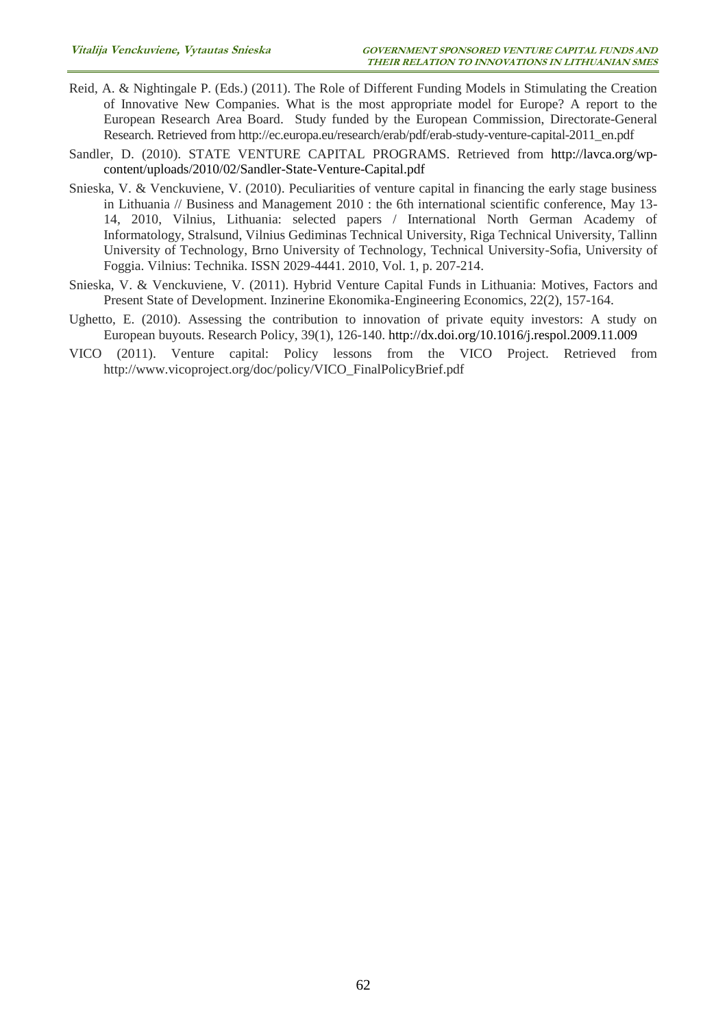Reid, A. & Nightingale P. (Eds.) (2011). The Role of Different Funding Models in Stimulating the Creation of Innovative New Companies. What is the most appropriate model for Europe? A report to the European Research Area Board. Study funded by the European Commission, Directorate-General Research. Retrieved from http://ec.europa.eu/research/erab/pdf/erab-study-venture-capital-2011_en.pdf

Sandler, D. (2010). STATE VENTURE CAPITAL PROGRAMS. Retrieved from http://lavca.org/wp-content/uploads/2010/02/Sandler-State-Venture-Capital.pdf

Snieska, V. & Venckuviene, V. (2010). Peculiarities of venture capital in financing the early stage business in Lithuania // Business and Management 2010 : the 6th international scientific conference, May 13-14, 2010, Vilnius, Lithuania: selected papers / International North German Academy of Informatology, Stralsund, Vilnius Gediminas Technical University, Riga Technical University, Tallinn University of Technology, Brno University of Technology, Technical University-Sofia, University of Foggia. Vilnius: Technika. ISSN 2029-4441. 2010, Vol. 1, p. 207-214.

Snieska, V. & Venckuviene, V. (2011). Hybrid Venture Capital Funds in Lithuania: Motives, Factors and Present State of Development. Inzinerine Ekonomika-Engineering Economics, 22(2), 157-164.

Ughetto, E. (2010). Assessing the contribution to innovation of private equity investors: A study on European buyouts. Research Policy, 39(1), 126-140. http://dx.doi.org/10.1016/j.respol.2009.11.009

VICO (2011). Venture capital: Policy lessons from the VICO Project. Retrieved from http://www.vicoproject.org/doc/policy/VICO_FinalPolicyBrief.pdf